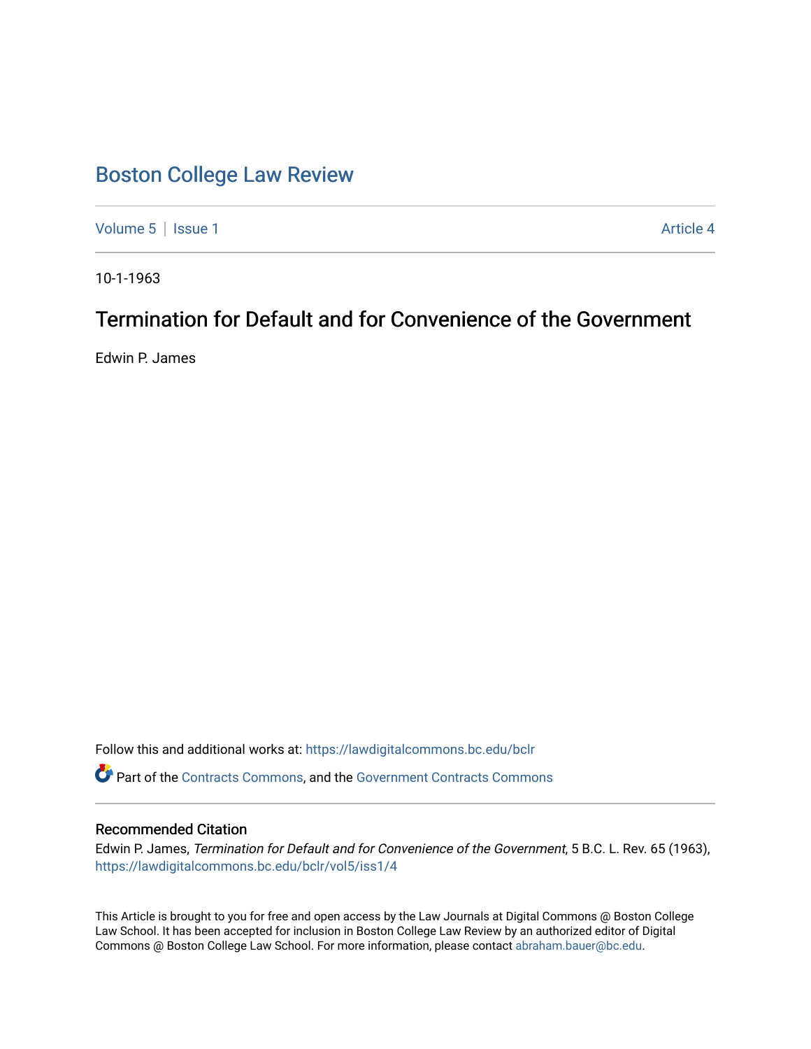# Boston College Law Review

Volume 5 | Issue 1 Article 4

10-1-1963

## Termination for Default and for Convenience of the Government

Edwin P. James

Follow this and additional works at: https://lawdigitalcommons.bc.edu/bclr

Part of the Contracts Commons, and the Government Contracts Commons

### Recommended Citation

Edwin P. James, *Termination for Default and for Convenience of the Government*, 5 B.C. L. Rev. 65 (1963), https://lawdigitalcommons.bc.edu/bclr/vol5/iss1/4

This Article is brought to you for free and open access by the Law Journals at Digital Commons @ Boston College Law School. It has been accepted for inclusion in Boston College Law Review by an authorized editor of Digital Commons @ Boston College Law School. For more information, please contact abraham.bauer@bc.edu.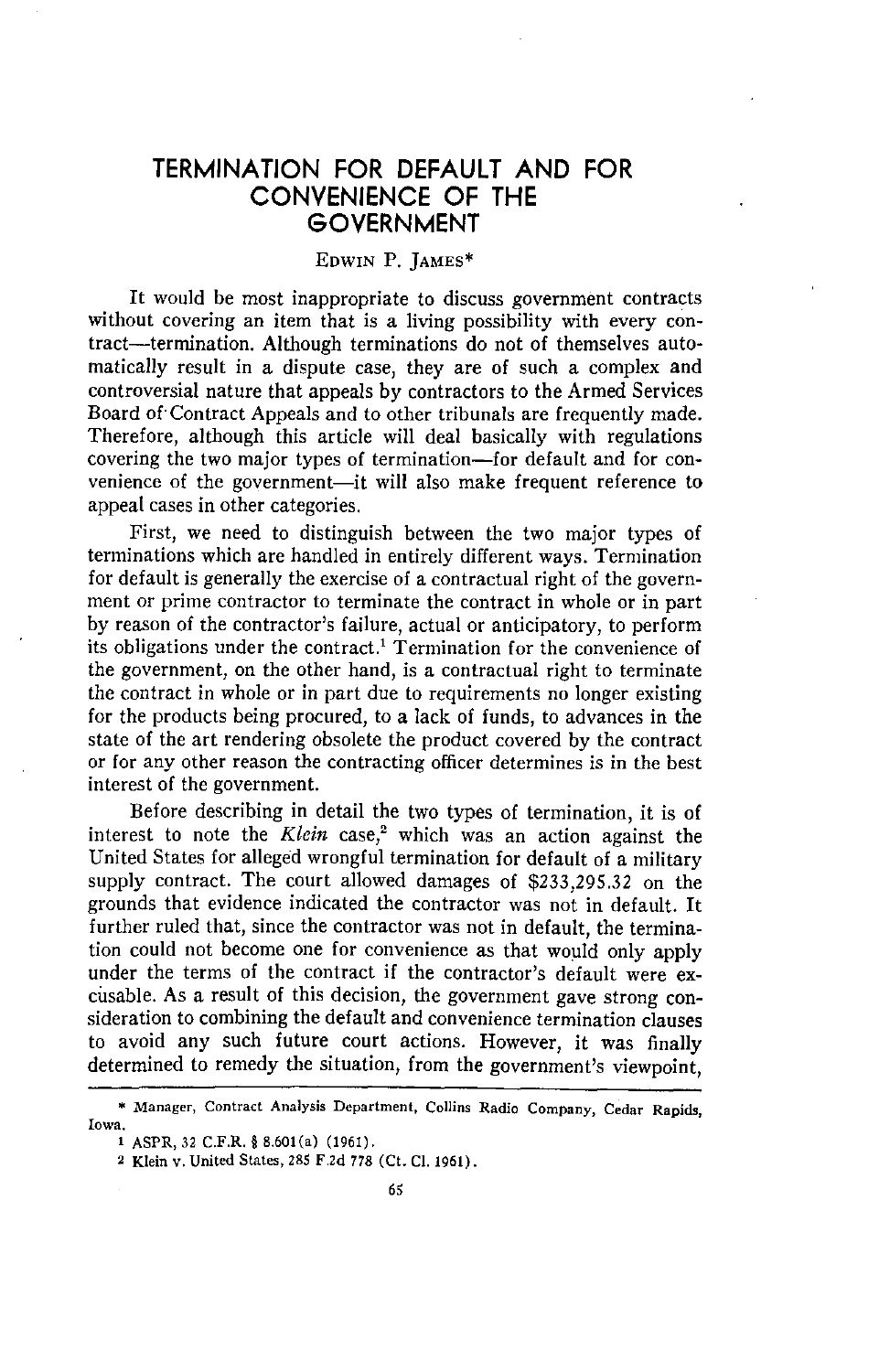# TERMINATION FOR DEFAULT AND FOR CONVENIENCE OF THE GOVERNMENT

EDWIN P. JAMES*

It would be most inappropriate to discuss government contracts without covering an item that is a living possibility with every contract—termination. Although terminations do not of themselves automatically result in a dispute case, they are of such a complex and controversial nature that appeals by contractors to the Armed Services Board of Contract Appeals and to other tribunals are frequently made. Therefore, although this article will deal basically with regulations covering the two major types of termination—for default and for convenience of the government—it will also make frequent reference to appeal cases in other categories.

First, we need to distinguish between the two major types of terminations which are handled in entirely different ways. Termination for default is generally the exercise of a contractual right of the government or prime contractor to terminate the contract in whole or in part by reason of the contractor's failure, actual or anticipatory, to perform its obligations under the contract.[1] Termination for the convenience of the government, on the other hand, is a contractual right to terminate the contract in whole or in part due to requirements no longer existing for the products being procured, to a lack of funds, to advances in the state of the art rendering obsolete the product covered by the contract or for any other reason the contracting officer determines is in the best interest of the government.

Before describing in detail the two types of termination, it is of interest to note the *Klein* case,[2] which was an action against the United States for alleged wrongful termination for default of a military supply contract. The court allowed damages of $233,295.32 on the grounds that evidence indicated the contractor was not in default. It further ruled that, since the contractor was not in default, the termination could not become one for convenience as that would only apply under the terms of the contract if the contractor's default were excusable. As a result of this decision, the government gave strong consideration to combining the default and convenience termination clauses to avoid any such future court actions. However, it was finally determined to remedy the situation, from the government's viewpoint,

---

\* Manager, Contract Analysis Department, Collins Radio Company, Cedar Rapids, Iowa.

1 ASPR, 32 C.F.R. § 8.601(a) (1961).

2 Klein v. United States, 285 F.2d 778 (Ct. Cl. 1961).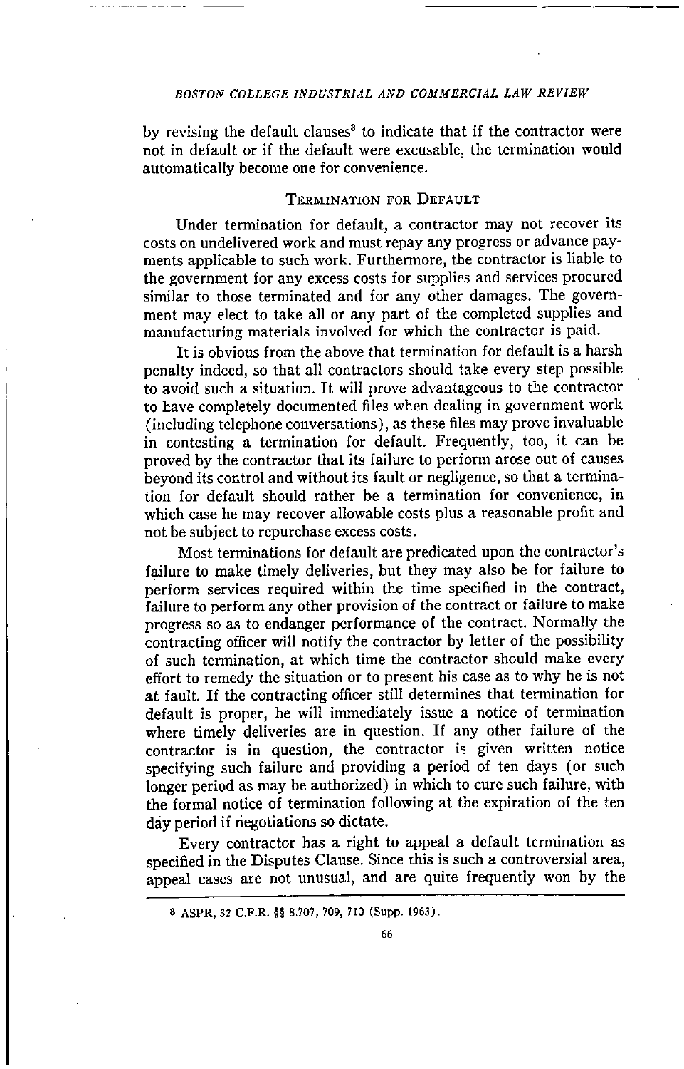by revising the default clauses[8] to indicate that if the contractor were not in default or if the default were excusable, the termination would automatically become one for convenience.

## TERMINATION FOR DEFAULT

Under termination for default, a contractor may not recover its costs on undelivered work and must repay any progress or advance payments applicable to such work. Furthermore, the contractor is liable to the government for any excess costs for supplies and services procured similar to those terminated and for any other damages. The government may elect to take all or any part of the completed supplies and manufacturing materials involved for which the contractor is paid.

It is obvious from the above that termination for default is a harsh penalty indeed, so that all contractors should take every step possible to avoid such a situation. It will prove advantageous to the contractor to have completely documented files when dealing in government work (including telephone conversations), as these files may prove invaluable in contesting a termination for default. Frequently, too, it can be proved by the contractor that its failure to perform arose out of causes beyond its control and without its fault or negligence, so that a termination for default should rather be a termination for convenience, in which case he may recover allowable costs plus a reasonable profit and not be subject to repurchase excess costs.

Most terminations for default are predicated upon the contractor's failure to make timely deliveries, but they may also be for failure to perform services required within the time specified in the contract, failure to perform any other provision of the contract or failure to make progress so as to endanger performance of the contract. Normally the contracting officer will notify the contractor by letter of the possibility of such termination, at which time the contractor should make every effort to remedy the situation or to present his case as to why he is not at fault. If the contracting officer still determines that termination for default is proper, he will immediately issue a notice of termination where timely deliveries are in question. If any other failure of the contractor is in question, the contractor is given written notice specifying such failure and providing a period of ten days (or such longer period as may be authorized) in which to cure such failure, with the formal notice of termination following at the expiration of the ten day period if negotiations so dictate.

Every contractor has a right to appeal a default termination as specified in the Disputes Clause. Since this is such a controversial area, appeal cases are not unusual, and are quite frequently won by the

[8] ASPR, 32 C.F.R. §§ 8.707, 709, 710 (Supp. 1963).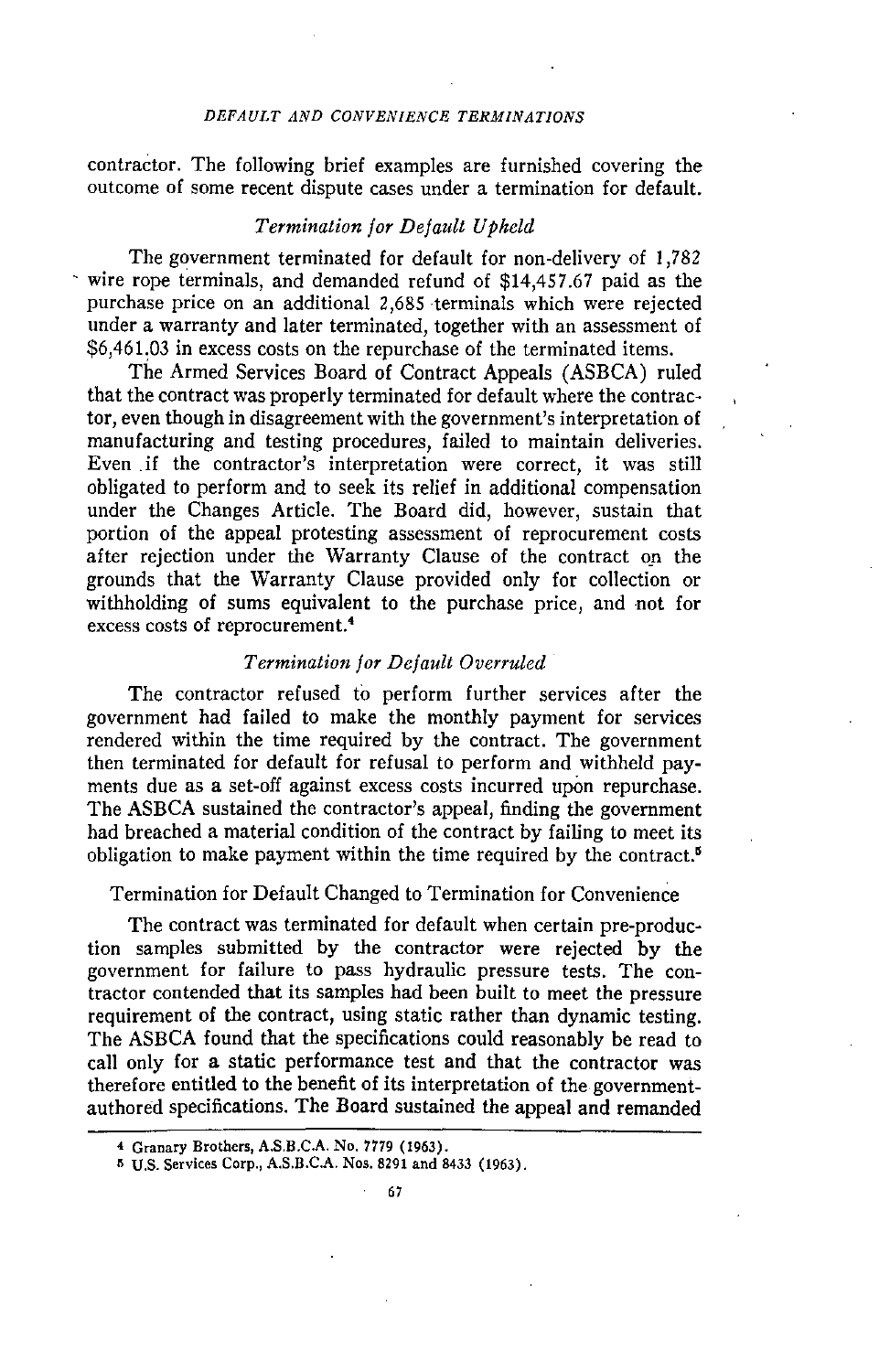contractor. The following brief examples are furnished covering the outcome of some recent dispute cases under a termination for default.

### *Termination for Default Upheld*

The government terminated for default for non-delivery of 1,782 wire rope terminals, and demanded refund of $14,457.67 paid as the purchase price on an additional 2,685 terminals which were rejected under a warranty and later terminated, together with an assessment of $6,461.03 in excess costs on the repurchase of the terminated items.

The Armed Services Board of Contract Appeals (ASBCA) ruled that the contract was properly terminated for default where the contractor, even though in disagreement with the government's interpretation of manufacturing and testing procedures, failed to maintain deliveries. Even if the contractor's interpretation were correct, it was still obligated to perform and to seek its relief in additional compensation under the Changes Article. The Board did, however, sustain that portion of the appeal protesting assessment of reprocurement costs after rejection under the Warranty Clause of the contract on the grounds that the Warranty Clause provided only for collection or withholding of sums equivalent to the purchase price, and not for excess costs of reprocurement.[4]

### *Termination for Default Overruled*

The contractor refused to perform further services after the government had failed to make the monthly payment for services rendered within the time required by the contract. The government then terminated for default for refusal to perform and withheld payments due as a set-off against excess costs incurred upon repurchase. The ASBCA sustained the contractor's appeal, finding the government had breached a material condition of the contract by failing to meet its obligation to make payment within the time required by the contract.[5]

### Termination for Default Changed to Termination for Convenience

The contract was terminated for default when certain pre-production samples submitted by the contractor were rejected by the government for failure to pass hydraulic pressure tests. The contractor contended that its samples had been built to meet the pressure requirement of the contract, using static rather than dynamic testing. The ASBCA found that the specifications could reasonably be read to call only for a static performance test and that the contractor was therefore entitled to the benefit of its interpretation of the government-authored specifications. The Board sustained the appeal and remanded

---

[4] Granary Brothers, A.S.B.C.A. No. 7779 (1963).

[5] U.S. Services Corp., A.S.B.C.A. Nos. 8291 and 8433 (1963).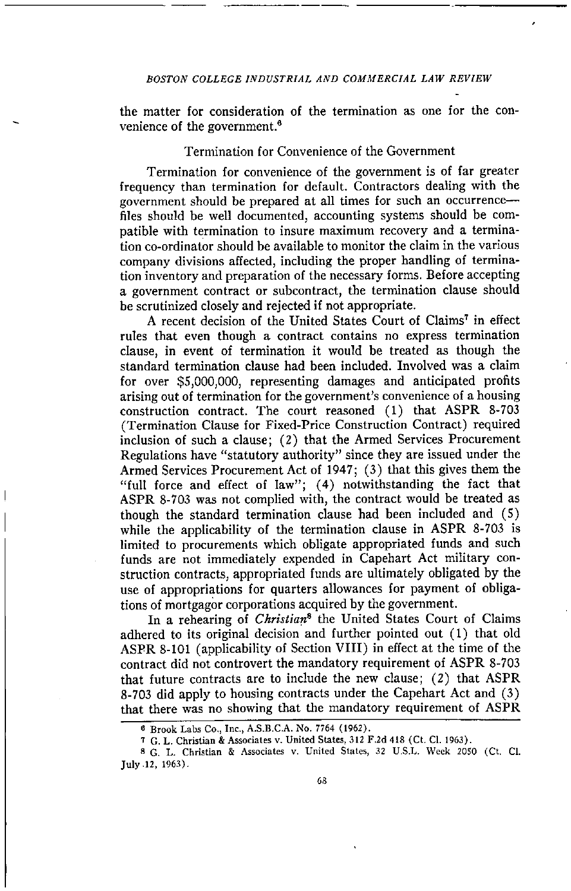the matter for consideration of the termination as one for the convenience of the government.[6]

## Termination for Convenience of the Government

Termination for convenience of the government is of far greater frequency than termination for default. Contractors dealing with the government should be prepared at all times for such an occurrence—files should be well documented, accounting systems should be compatible with termination to insure maximum recovery and a termination co-ordinator should be available to monitor the claim in the various company divisions affected, including the proper handling of termination inventory and preparation of the necessary forms. Before accepting a government contract or subcontract, the termination clause should be scrutinized closely and rejected if not appropriate.

A recent decision of the United States Court of Claims[7] in effect rules that even though a contract contains no express termination clause, in event of termination it would be treated as though the standard termination clause had been included. Involved was a claim for over $5,000,000, representing damages and anticipated profits arising out of termination for the government's convenience of a housing construction contract. The court reasoned (1) that ASPR 8-703 (Termination Clause for Fixed-Price Construction Contract) required inclusion of such a clause; (2) that the Armed Services Procurement Regulations have "statutory authority" since they are issued under the Armed Services Procurement Act of 1947; (3) that this gives them the "full force and effect of law"; (4) notwithstanding the fact that ASPR 8-703 was not complied with, the contract would be treated as though the standard termination clause had been included and (5) while the applicability of the termination clause in ASPR 8-703 is limited to procurements which obligate appropriated funds and such funds are not immediately expended in Capehart Act military construction contracts, appropriated funds are ultimately obligated by the use of appropriations for quarters allowances for payment of obligations of mortgagor corporations acquired by the government.

In a rehearing of *Christian*[8] the United States Court of Claims adhered to its original decision and further pointed out (1) that old ASPR 8-101 (applicability of Section VIII) in effect at the time of the contract did not controvert the mandatory requirement of ASPR 8-703 that future contracts are to include the new clause; (2) that ASPR 8-703 did apply to housing contracts under the Capehart Act and (3) that there was no showing that the mandatory requirement of ASPR

---

[6] Brook Labs Co., Inc., A.S.B.C.A. No. 7764 (1962).

[7] G. L. Christian & Associates v. United States, 312 F.2d 418 (Ct. Cl. 1963).

[8] G. L. Christian & Associates v. United States, 32 U.S.L. Week 2050 (Ct. Cl. July 12, 1963).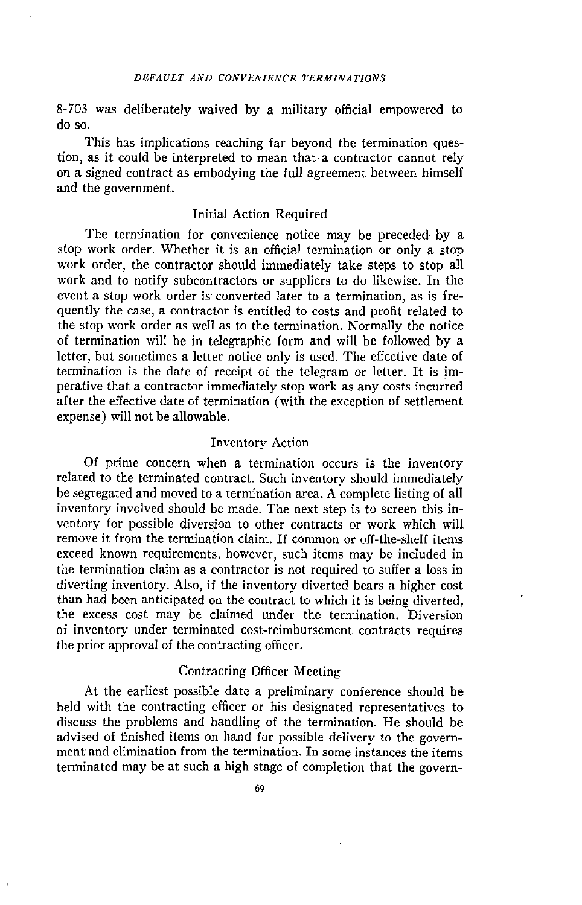8-703 was deliberately waived by a military official empowered to do so.

This has implications reaching far beyond the termination question, as it could be interpreted to mean that a contractor cannot rely on a signed contract as embodying the full agreement between himself and the government.

### Initial Action Required

The termination for convenience notice may be preceded by a stop work order. Whether it is an official termination or only a stop work order, the contractor should immediately take steps to stop all work and to notify subcontractors or suppliers to do likewise. In the event a stop work order is converted later to a termination, as is frequently the case, a contractor is entitled to costs and profit related to the stop work order as well as to the termination. Normally the notice of termination will be in telegraphic form and will be followed by a letter, but sometimes a letter notice only is used. The effective date of termination is the date of receipt of the telegram or letter. It is imperative that a contractor immediately stop work as any costs incurred after the effective date of termination (with the exception of settlement expense) will not be allowable.

### Inventory Action

Of prime concern when a termination occurs is the inventory related to the terminated contract. Such inventory should immediately be segregated and moved to a termination area. A complete listing of all inventory involved should be made. The next step is to screen this inventory for possible diversion to other contracts or work which will remove it from the termination claim. If common or off-the-shelf items exceed known requirements, however, such items may be included in the termination claim as a contractor is not required to suffer a loss in diverting inventory. Also, if the inventory diverted bears a higher cost than had been anticipated on the contract to which it is being diverted, the excess cost may be claimed under the termination. Diversion of inventory under terminated cost-reimbursement contracts requires the prior approval of the contracting officer.

### Contracting Officer Meeting

At the earliest possible date a preliminary conference should be held with the contracting officer or his designated representatives to discuss the problems and handling of the termination. He should be advised of finished items on hand for possible delivery to the government and elimination from the termination. In some instances the items terminated may be at such a high stage of completion that the govern-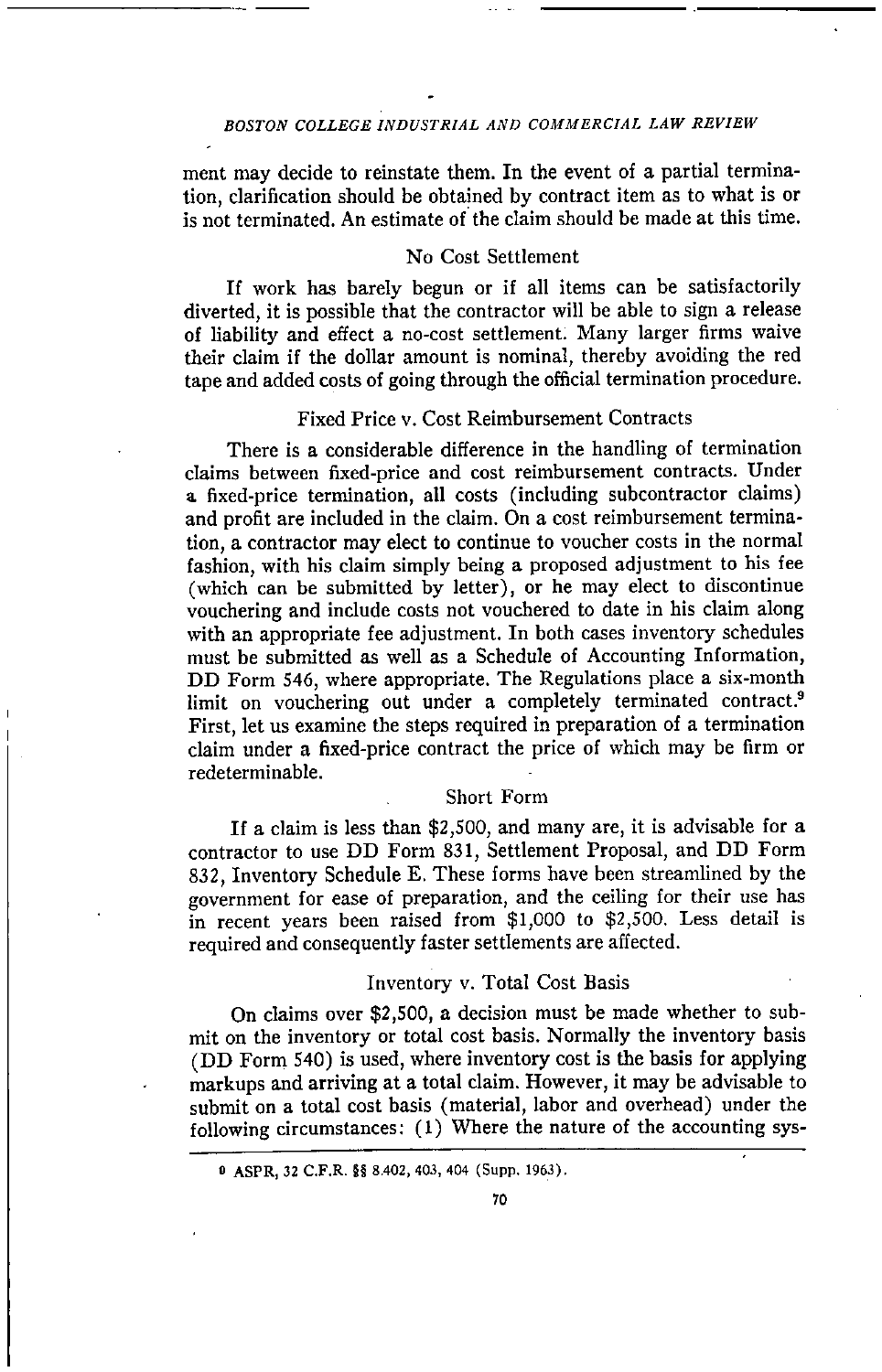ment may decide to reinstate them. In the event of a partial termination, clarification should be obtained by contract item as to what is or is not terminated. An estimate of the claim should be made at this time.

### No Cost Settlement

If work has barely begun or if all items can be satisfactorily diverted, it is possible that the contractor will be able to sign a release of liability and effect a no-cost settlement. Many larger firms waive their claim if the dollar amount is nominal, thereby avoiding the red tape and added costs of going through the official termination procedure.

### Fixed Price v. Cost Reimbursement Contracts

There is a considerable difference in the handling of termination claims between fixed-price and cost reimbursement contracts. Under a fixed-price termination, all costs (including subcontractor claims) and profit are included in the claim. On a cost reimbursement termination, a contractor may elect to continue to voucher costs in the normal fashion, with his claim simply being a proposed adjustment to his fee (which can be submitted by letter), or he may elect to discontinue vouchering and include costs not vouchered to date in his claim along with an appropriate fee adjustment. In both cases inventory schedules must be submitted as well as a Schedule of Accounting Information, DD Form 546, where appropriate. The Regulations place a six-month limit on vouchering out under a completely terminated contract.[9] First, let us examine the steps required in preparation of a termination claim under a fixed-price contract the price of which may be firm or redeterminable.

### Short Form

If a claim is less than $2,500, and many are, it is advisable for a contractor to use DD Form 831, Settlement Proposal, and DD Form 832, Inventory Schedule E. These forms have been streamlined by the government for ease of preparation, and the ceiling for their use has in recent years been raised from $1,000 to $2,500. Less detail is required and consequently faster settlements are affected.

### Inventory v. Total Cost Basis

On claims over $2,500, a decision must be made whether to submit on the inventory or total cost basis. Normally the inventory basis (DD Form 540) is used, where inventory cost is the basis for applying markups and arriving at a total claim. However, it may be advisable to submit on a total cost basis (material, labor and overhead) under the following circumstances: (1) Where the nature of the accounting sys-

---

9 ASPR, 32 C.F.R. §§ 8.402, 403, 404 (Supp. 1963).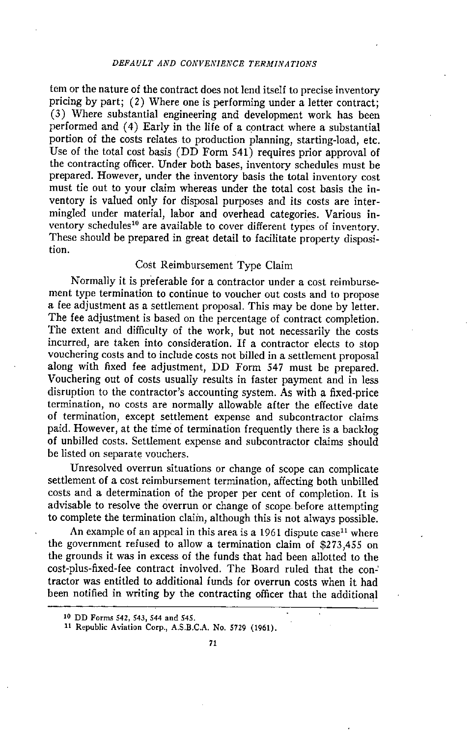tem or the nature of the contract does not lend itself to precise inventory pricing by part; (2) Where one is performing under a letter contract; (3) Where substantial engineering and development work has been performed and (4) Early in the life of a contract where a substantial portion of the costs relates to production planning, starting-load, etc. Use of the total cost basis (DD Form 541) requires prior approval of the contracting officer. Under both bases, inventory schedules must be prepared. However, under the inventory basis the total inventory cost must tie out to your claim whereas under the total cost basis the inventory is valued only for disposal purposes and its costs are intermingled under material, labor and overhead categories. Various inventory schedules[10] are available to cover different types of inventory. These should be prepared in great detail to facilitate property disposition.

### Cost Reimbursement Type Claim

Normally it is preferable for a contractor under a cost reimbursement type termination to continue to voucher out costs and to propose a fee adjustment as a settlement proposal. This may be done by letter. The fee adjustment is based on the percentage of contract completion. The extent and difficulty of the work, but not necessarily the costs incurred, are taken into consideration. If a contractor elects to stop vouchering costs and to include costs not billed in a settlement proposal along with fixed fee adjustment, DD Form 547 must be prepared. Vouchering out of costs usually results in faster payment and in less disruption to the contractor's accounting system. As with a fixed-price termination, no costs are normally allowable after the effective date of termination, except settlement expense and subcontractor claims paid. However, at the time of termination frequently there is a backlog of unbilled costs. Settlement expense and subcontractor claims should be listed on separate vouchers.

Unresolved overrun situations or change of scope can complicate settlement of a cost reimbursement termination, affecting both unbilled costs and a determination of the proper per cent of completion. It is advisable to resolve the overrun or change of scope before attempting to complete the termination claim, although this is not always possible.

An example of an appeal in this area is a 1961 dispute case[11] where the government refused to allow a termination claim of $273,455 on the grounds it was in excess of the funds that had been allotted to the cost-plus-fixed-fee contract involved. The Board ruled that the contractor was entitled to additional funds for overrun costs when it had been notified in writing by the contracting officer that the additional

---

[10] DD Forms 542, 543, 544 and 545.

[11] Republic Aviation Corp., A.S.B.C.A. No. 5729 (1961).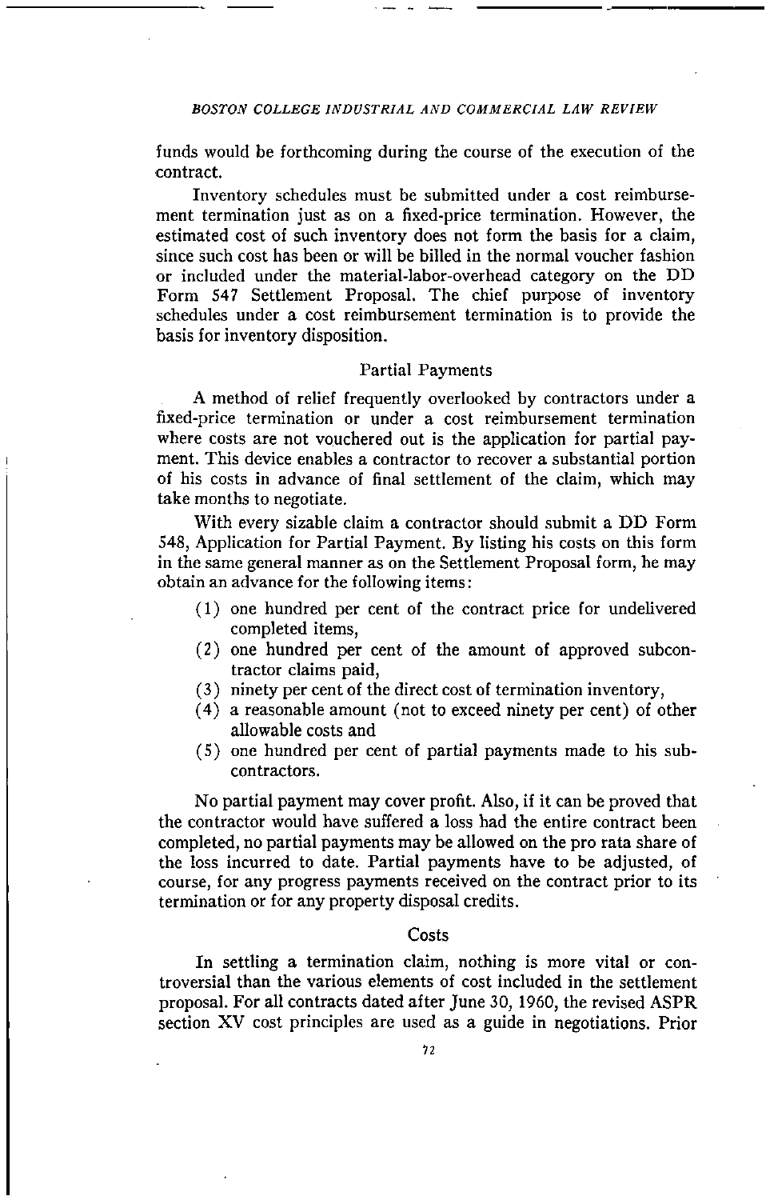funds would be forthcoming during the course of the execution of the contract.

Inventory schedules must be submitted under a cost reimbursement termination just as on a fixed-price termination. However, the estimated cost of such inventory does not form the basis for a claim, since such cost has been or will be billed in the normal voucher fashion or included under the material-labor-overhead category on the DD Form 547 Settlement Proposal. The chief purpose of inventory schedules under a cost reimbursement termination is to provide the basis for inventory disposition.

## Partial Payments

A method of relief frequently overlooked by contractors under a fixed-price termination or under a cost reimbursement termination where costs are not vouchered out is the application for partial payment. This device enables a contractor to recover a substantial portion of his costs in advance of final settlement of the claim, which may take months to negotiate.

With every sizable claim a contractor should submit a DD Form 548, Application for Partial Payment. By listing his costs on this form in the same general manner as on the Settlement Proposal form, he may obtain an advance for the following items:

(1) one hundred per cent of the contract price for undelivered completed items,

(2) one hundred per cent of the amount of approved subcontractor claims paid,

(3) ninety per cent of the direct cost of termination inventory,

(4) a reasonable amount (not to exceed ninety per cent) of other allowable costs and

(5) one hundred per cent of partial payments made to his subcontractors.

No partial payment may cover profit. Also, if it can be proved that the contractor would have suffered a loss had the entire contract been completed, no partial payments may be allowed on the pro rata share of the loss incurred to date. Partial payments have to be adjusted, of course, for any progress payments received on the contract prior to its termination or for any property disposal credits.

## Costs

In settling a termination claim, nothing is more vital or controversial than the various elements of cost included in the settlement proposal. For all contracts dated after June 30, 1960, the revised ASPR section XV cost principles are used as a guide in negotiations. Prior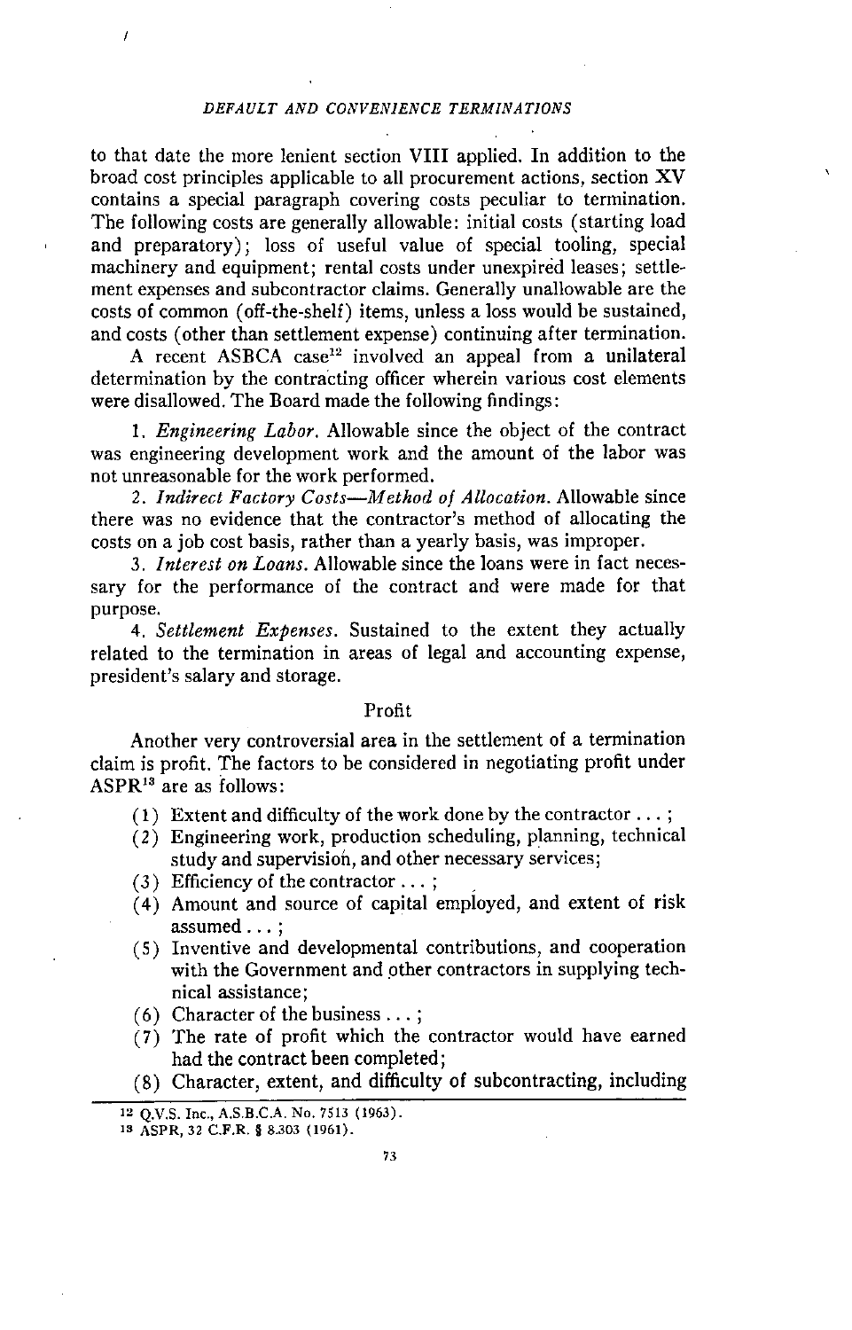to that date the more lenient section VIII applied. In addition to the broad cost principles applicable to all procurement actions, section XV contains a special paragraph covering costs peculiar to termination. The following costs are generally allowable: initial costs (starting load and preparatory); loss of useful value of special tooling, special machinery and equipment; rental costs under unexpired leases; settlement expenses and subcontractor claims. Generally unallowable are the costs of common (off-the-shelf) items, unless a loss would be sustained, and costs (other than settlement expense) continuing after termination.

A recent ASBCA case[12] involved an appeal from a unilateral determination by the contracting officer wherein various cost elements were disallowed. The Board made the following findings:

1. *Engineering Labor.* Allowable since the object of the contract was engineering development work and the amount of the labor was not unreasonable for the work performed.

2. *Indirect Factory Costs—Method of Allocation.* Allowable since there was no evidence that the contractor's method of allocating the costs on a job cost basis, rather than a yearly basis, was improper.

3. *Interest on Loans.* Allowable since the loans were in fact necessary for the performance of the contract and were made for that purpose.

4. *Settlement Expenses.* Sustained to the extent they actually related to the termination in areas of legal and accounting expense, president's salary and storage.

## Profit

Another very controversial area in the settlement of a termination claim is profit. The factors to be considered in negotiating profit under ASPR[13] are as follows:

(1) Extent and difficulty of the work done by the contractor . . . ;

(2) Engineering work, production scheduling, planning, technical study and supervision, and other necessary services;

(3) Efficiency of the contractor . . . ;

(4) Amount and source of capital employed, and extent of risk assumed . . . ;

(5) Inventive and developmental contributions, and cooperation with the Government and other contractors in supplying technical assistance;

(6) Character of the business . . . ;

(7) The rate of profit which the contractor would have earned had the contract been completed;

(8) Character, extent, and difficulty of subcontracting, including

---

[12] Q.V.S. Inc., A.S.B.C.A. No. 7513 (1963).

[13] ASPR, 32 C.F.R. § 8.303 (1961).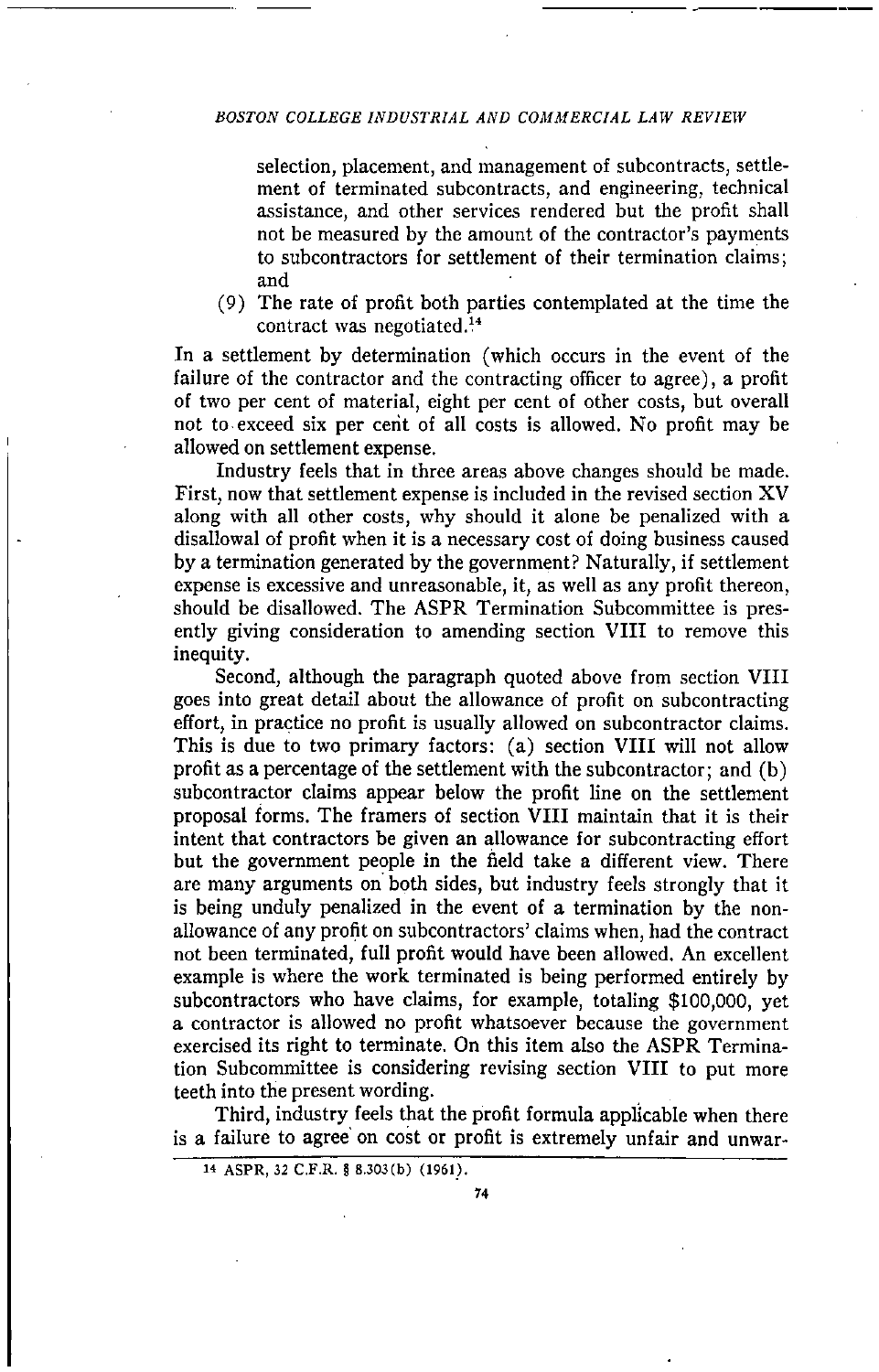selection, placement, and management of subcontracts, settlement of terminated subcontracts, and engineering, technical assistance, and other services rendered but the profit shall not be measured by the amount of the contractor's payments to subcontractors for settlement of their termination claims; and

(9) The rate of profit both parties contemplated at the time the contract was negotiated.[14]

In a settlement by determination (which occurs in the event of the failure of the contractor and the contracting officer to agree), a profit of two per cent of material, eight per cent of other costs, but overall not to exceed six per cent of all costs is allowed. No profit may be allowed on settlement expense.

Industry feels that in three areas above changes should be made. First, now that settlement expense is included in the revised section XV along with all other costs, why should it alone be penalized with a disallowal of profit when it is a necessary cost of doing business caused by a termination generated by the government? Naturally, if settlement expense is excessive and unreasonable, it, as well as any profit thereon, should be disallowed. The ASPR Termination Subcommittee is presently giving consideration to amending section VIII to remove this inequity.

Second, although the paragraph quoted above from section VIII goes into great detail about the allowance of profit on subcontracting effort, in practice no profit is usually allowed on subcontractor claims. This is due to two primary factors: (a) section VIII will not allow profit as a percentage of the settlement with the subcontractor; and (b) subcontractor claims appear below the profit line on the settlement proposal forms. The framers of section VIII maintain that it is their intent that contractors be given an allowance for subcontracting effort but the government people in the field take a different view. There are many arguments on both sides, but industry feels strongly that it is being unduly penalized in the event of a termination by the non-allowance of any profit on subcontractors' claims when, had the contract not been terminated, full profit would have been allowed. An excellent example is where the work terminated is being performed entirely by subcontractors who have claims, for example, totaling $100,000, yet a contractor is allowed no profit whatsoever because the government exercised its right to terminate. On this item also the ASPR Termination Subcommittee is considering revising section VIII to put more teeth into the present wording.

Third, industry feels that the profit formula applicable when there is a failure to agree on cost or profit is extremely unfair and unwar-

[14] ASPR, 32 C.F.R. § 8.303(b) (1961).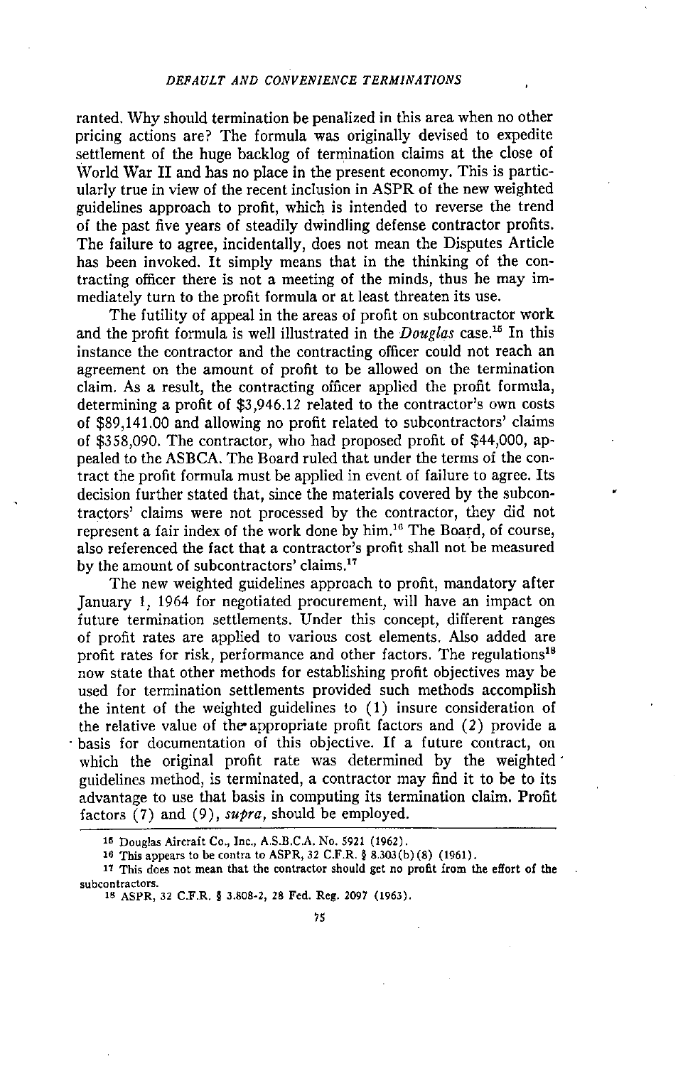ranted. Why should termination be penalized in this area when no other pricing actions are? The formula was originally devised to expedite settlement of the huge backlog of termination claims at the close of World War II and has no place in the present economy. This is particularly true in view of the recent inclusion in ASPR of the new weighted guidelines approach to profit, which is intended to reverse the trend of the past five years of steadily dwindling defense contractor profits. The failure to agree, incidentally, does not mean the Disputes Article has been invoked. It simply means that in the thinking of the contracting officer there is not a meeting of the minds, thus he may immediately turn to the profit formula or at least threaten its use.

The futility of appeal in the areas of profit on subcontractor work and the profit formula is well illustrated in the *Douglas* case.[15] In this instance the contractor and the contracting officer could not reach an agreement on the amount of profit to be allowed on the termination claim. As a result, the contracting officer applied the profit formula, determining a profit of $3,946.12 related to the contractor's own costs of $89,141.00 and allowing no profit related to subcontractors' claims of $358,090. The contractor, who had proposed profit of $44,000, appealed to the ASBCA. The Board ruled that under the terms of the contract the profit formula must be applied in event of failure to agree. Its decision further stated that, since the materials covered by the subcontractors' claims were not processed by the contractor, they did not represent a fair index of the work done by him.[16] The Board, of course, also referenced the fact that a contractor's profit shall not be measured by the amount of subcontractors' claims.[17]

The new weighted guidelines approach to profit, mandatory after January 1, 1964 for negotiated procurement, will have an impact on future termination settlements. Under this concept, different ranges of profit rates are applied to various cost elements. Also added are profit rates for risk, performance and other factors. The regulations[18] now state that other methods for establishing profit objectives may be used for termination settlements provided such methods accomplish the intent of the weighted guidelines to (1) insure consideration of the relative value of the appropriate profit factors and (2) provide a basis for documentation of this objective. If a future contract, on which the original profit rate was determined by the weighted guidelines method, is terminated, a contractor may find it to be to its advantage to use that basis in computing its termination claim. Profit factors (7) and (9), *supra*, should be employed.

---

[15] Douglas Aircraft Co., Inc., A.S.B.C.A. No. 5921 (1962).

[16] This appears to be contra to ASPR, 32 C.F.R. § 8.303(b)(8) (1961).

[17] This does not mean that the contractor should get no profit from the effort of the subcontractors.

[18] ASPR, 32 C.F.R. § 3.808-2, 28 Fed. Reg. 2097 (1963).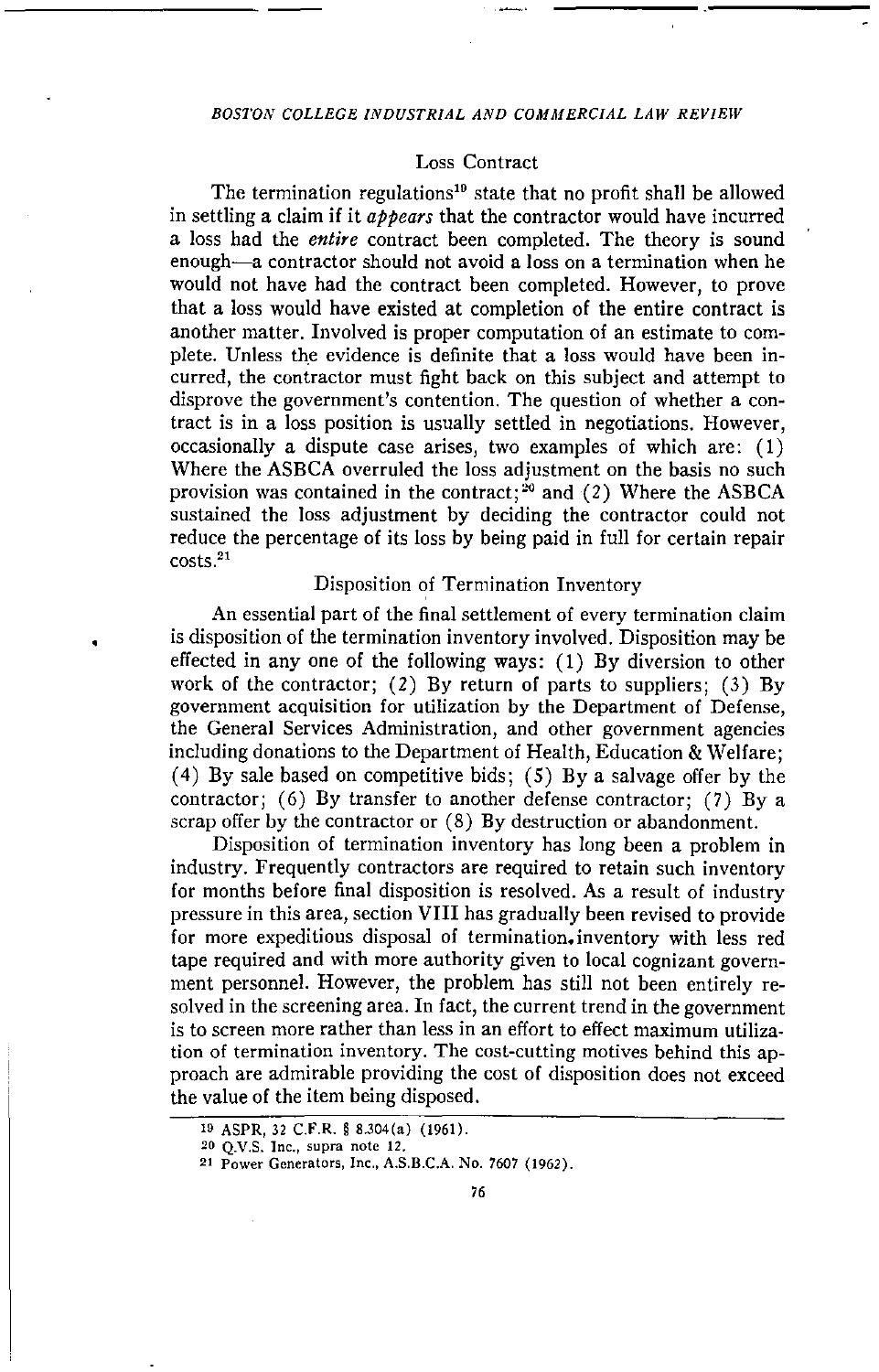### Loss Contract

The termination regulations[19] state that no profit shall be allowed in settling a claim if it *appears* that the contractor would have incurred a loss had the *entire* contract been completed. The theory is sound enough—a contractor should not avoid a loss on a termination when he would not have had the contract been completed. However, to prove that a loss would have existed at completion of the entire contract is another matter. Involved is proper computation of an estimate to complete. Unless the evidence is definite that a loss would have been incurred, the contractor must fight back on this subject and attempt to disprove the government's contention. The question of whether a contract is in a loss position is usually settled in negotiations. However, occasionally a dispute case arises, two examples of which are: (1) Where the ASBCA overruled the loss adjustment on the basis no such provision was contained in the contract;[20] and (2) Where the ASBCA sustained the loss adjustment by deciding the contractor could not reduce the percentage of its loss by being paid in full for certain repair costs.[21]

### Disposition of Termination Inventory

An essential part of the final settlement of every termination claim is disposition of the termination inventory involved. Disposition may be effected in any one of the following ways: (1) By diversion to other work of the contractor; (2) By return of parts to suppliers; (3) By government acquisition for utilization by the Department of Defense, the General Services Administration, and other government agencies including donations to the Department of Health, Education & Welfare; (4) By sale based on competitive bids; (5) By a salvage offer by the contractor; (6) By transfer to another defense contractor; (7) By a scrap offer by the contractor or (8) By destruction or abandonment.

Disposition of termination inventory has long been a problem in industry. Frequently contractors are required to retain such inventory for months before final disposition is resolved. As a result of industry pressure in this area, section VIII has gradually been revised to provide for more expeditious disposal of termination inventory with less red tape required and with more authority given to local cognizant government personnel. However, the problem has still not been entirely resolved in the screening area. In fact, the current trend in the government is to screen more rather than less in an effort to effect maximum utilization of termination inventory. The cost-cutting motives behind this approach are admirable providing the cost of disposition does not exceed the value of the item being disposed.

---

[19] ASPR, 32 C.F.R. § 8.304(a) (1961).

[20] Q.V.S. Inc., supra note 12.

[21] Power Generators, Inc., A.S.B.C.A. No. 7607 (1962).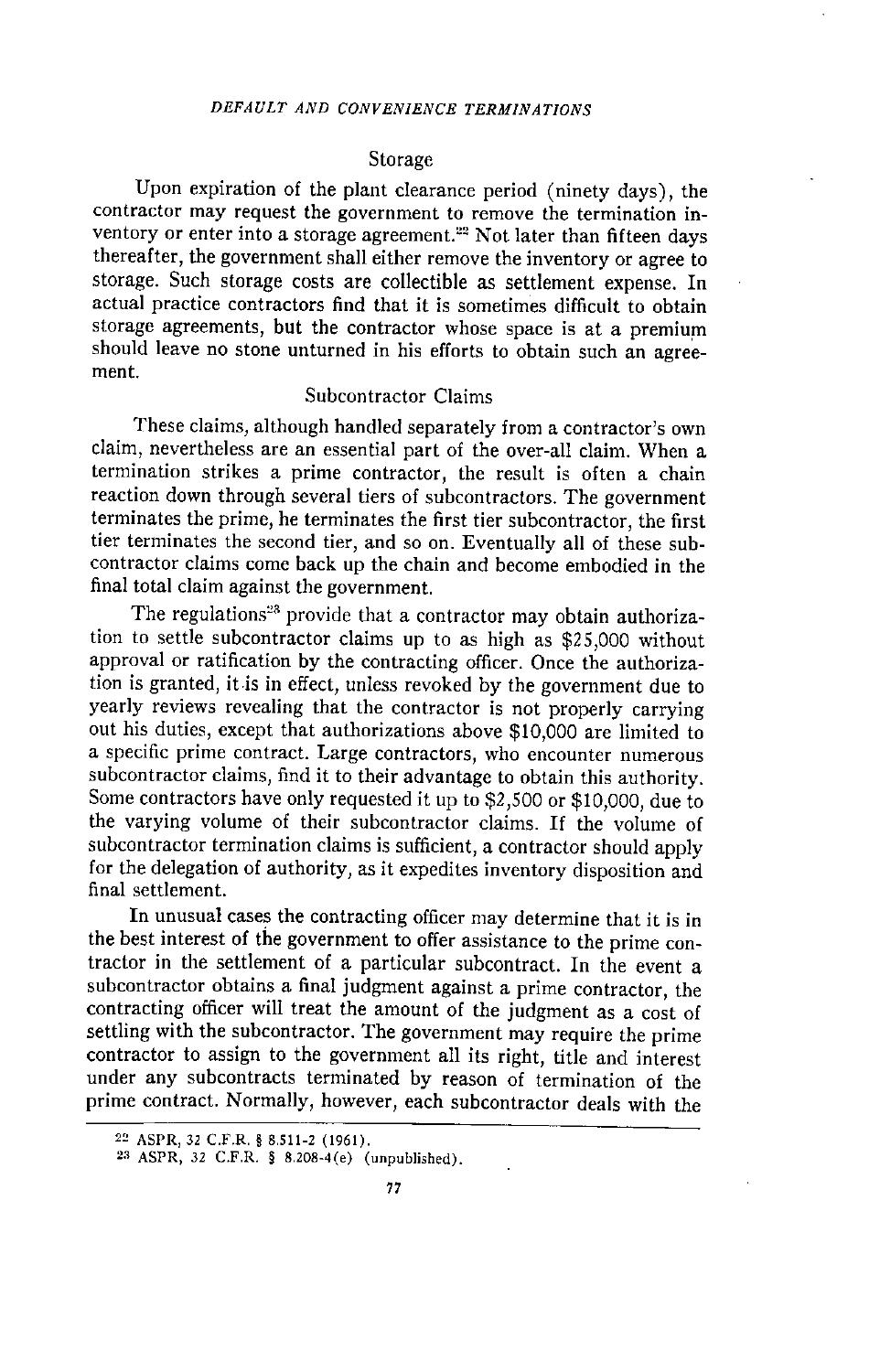## Storage

Upon expiration of the plant clearance period (ninety days), the contractor may request the government to remove the termination inventory or enter into a storage agreement.[22] Not later than fifteen days thereafter, the government shall either remove the inventory or agree to storage. Such storage costs are collectible as settlement expense. In actual practice contractors find that it is sometimes difficult to obtain storage agreements, but the contractor whose space is at a premium should leave no stone unturned in his efforts to obtain such an agreement.

## Subcontractor Claims

These claims, although handled separately from a contractor's own claim, nevertheless are an essential part of the over-all claim. When a termination strikes a prime contractor, the result is often a chain reaction down through several tiers of subcontractors. The government terminates the prime, he terminates the first tier subcontractor, the first tier terminates the second tier, and so on. Eventually all of these subcontractor claims come back up the chain and become embodied in the final total claim against the government.

The regulations[23] provide that a contractor may obtain authorization to settle subcontractor claims up to as high as $25,000 without approval or ratification by the contracting officer. Once the authorization is granted, it is in effect, unless revoked by the government due to yearly reviews revealing that the contractor is not properly carrying out his duties, except that authorizations above $10,000 are limited to a specific prime contract. Large contractors, who encounter numerous subcontractor claims, find it to their advantage to obtain this authority. Some contractors have only requested it up to $2,500 or $10,000, due to the varying volume of their subcontractor claims. If the volume of subcontractor termination claims is sufficient, a contractor should apply for the delegation of authority, as it expedites inventory disposition and final settlement.

In unusual cases the contracting officer may determine that it is in the best interest of the government to offer assistance to the prime contractor in the settlement of a particular subcontract. In the event a subcontractor obtains a final judgment against a prime contractor, the contracting officer will treat the amount of the judgment as a cost of settling with the subcontractor. The government may require the prime contractor to assign to the government all its right, title and interest under any subcontracts terminated by reason of termination of the prime contract. Normally, however, each subcontractor deals with the

---

[22] ASPR, 32 C.F.R. § 8.511-2 (1961).

[23] ASPR, 32 C.F.R. § 8.208-4(e) (unpublished).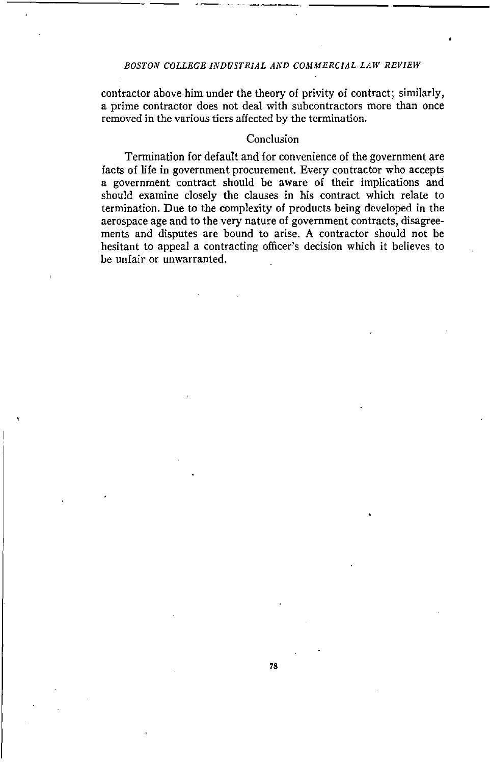contractor above him under the theory of privity of contract; similarly, a prime contractor does not deal with subcontractors more than once removed in the various tiers affected by the termination.

## Conclusion

Termination for default and for convenience of the government are facts of life in government procurement. Every contractor who accepts a government contract should be aware of their implications and should examine closely the clauses in his contract which relate to termination. Due to the complexity of products being developed in the aerospace age and to the very nature of government contracts, disagreements and disputes are bound to arise. A contractor should not be hesitant to appeal a contracting officer's decision which it believes to be unfair or unwarranted.